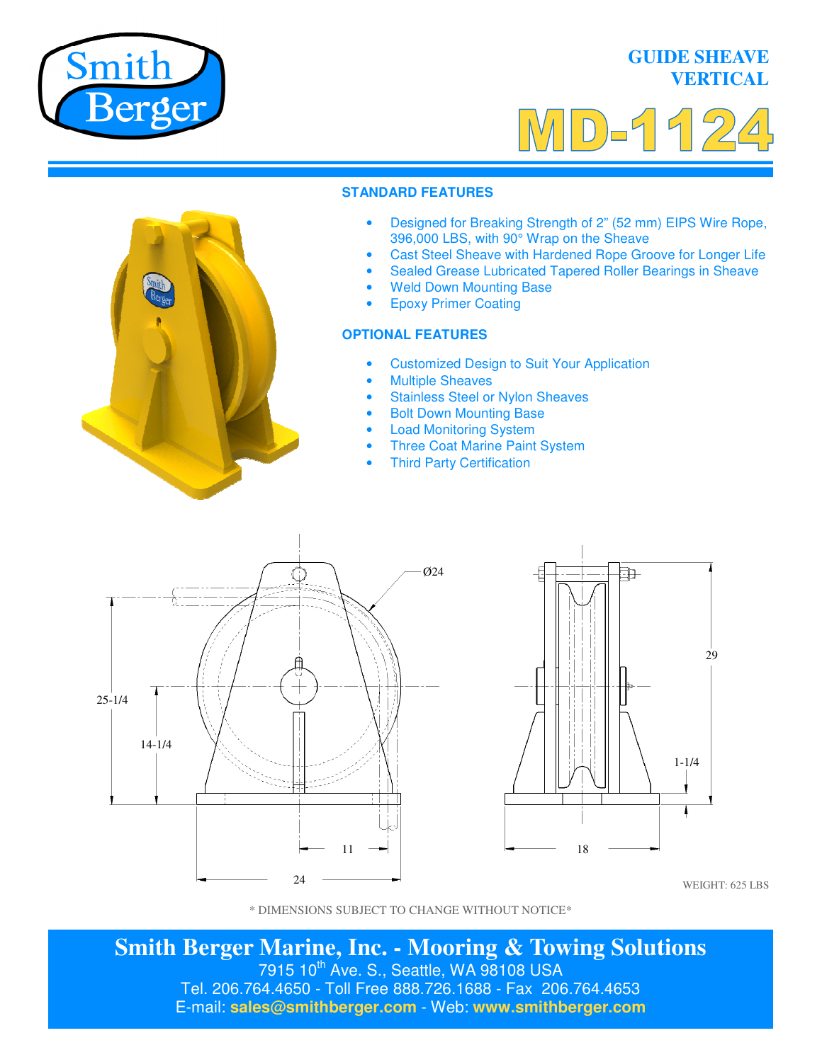Smith Berger

# GUIDE SHEAVE VERTICAL

# MD-1124

## STANDARD FEATURES

- Designed for Breaking Strength of 2” (52 mm) EIPS Wire Rope, 396,000 LBS, with 90° Wrap on the Sheave
- Cast Steel Sheave with Hardened Rope Groove for Longer Life
- Sealed Grease Lubricated Tapered Roller Bearings in Sheave
- Weld Down Mounting Base
- Epoxy Primer Coating

## OPTIONAL FEATURES

- Customized Design to Suit Your Application
- Multiple Sheaves
- Stainless Steel or Nylon Sheaves
- Bolt Down Mounting Base
- Load Monitoring System
- Three Coat Marine Paint System
- Third Party Certification

Ø24

25-1/4

14-1/4

11

24

29

1-1/4

18

WEIGHT: 625 LBS

* DIMENSIONS SUBJECT TO CHANGE WITHOUT NOTICE*

**Smith Berger Marine, Inc. - Mooring & Towing Solutions**
7915 10th Ave. S., Seattle, WA 98108 USA
Tel. 206.764.4650 - Toll Free 888.726.1688 - Fax 206.764.4653
E-mail: **sales@smithberger.com** - Web: **www.smithberger.com**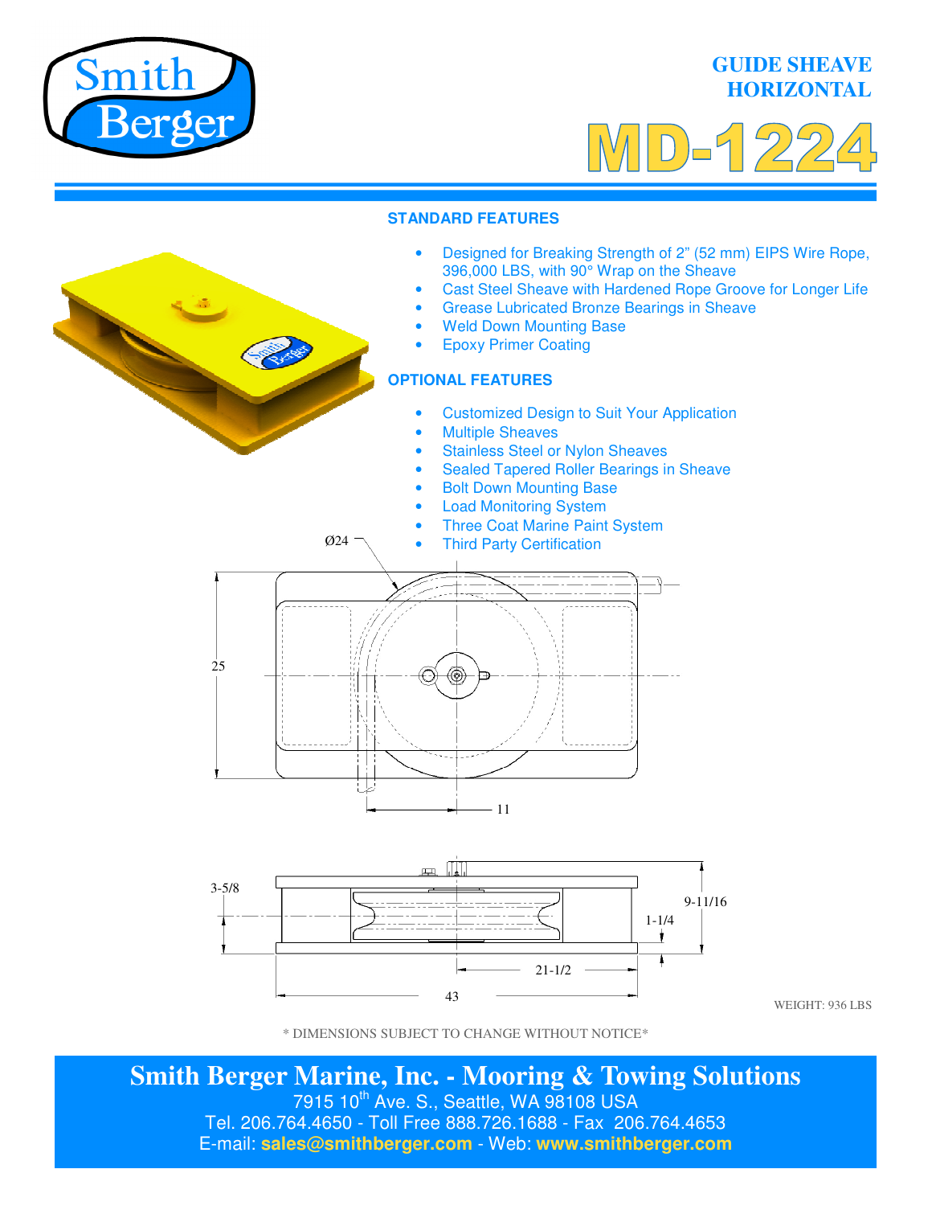# GUIDE SHEAVE HORIZONTAL

# MD-1224

### STANDARD FEATURES

- Designed for Breaking Strength of 2” (52 mm) EIPS Wire Rope, 396,000 LBS, with 90° Wrap on the Sheave
- Cast Steel Sheave with Hardened Rope Groove for Longer Life
- Grease Lubricated Bronze Bearings in Sheave
- Weld Down Mounting Base
- Epoxy Primer Coating

### OPTIONAL FEATURES

- Customized Design to Suit Your Application
- Multiple Sheaves
- Stainless Steel or Nylon Sheaves
- Sealed Tapered Roller Bearings in Sheave
- Bolt Down Mounting Base
- Load Monitoring System
- Three Coat Marine Paint System
- Third Party Certification

Ø24

25

11

3-5/8

9-11/16

1-1/4

21-1/2

43

WEIGHT: 936 LBS

* DIMENSIONS SUBJECT TO CHANGE WITHOUT NOTICE*

**Smith Berger Marine, Inc. - Mooring & Towing Solutions**
7915 10th Ave. S., Seattle, WA 98108 USA
Tel. 206.764.4650 - Toll Free 888.726.1688 - Fax 206.764.4653
E-mail: **sales@smithberger.com** - Web: **www.smithberger.com**